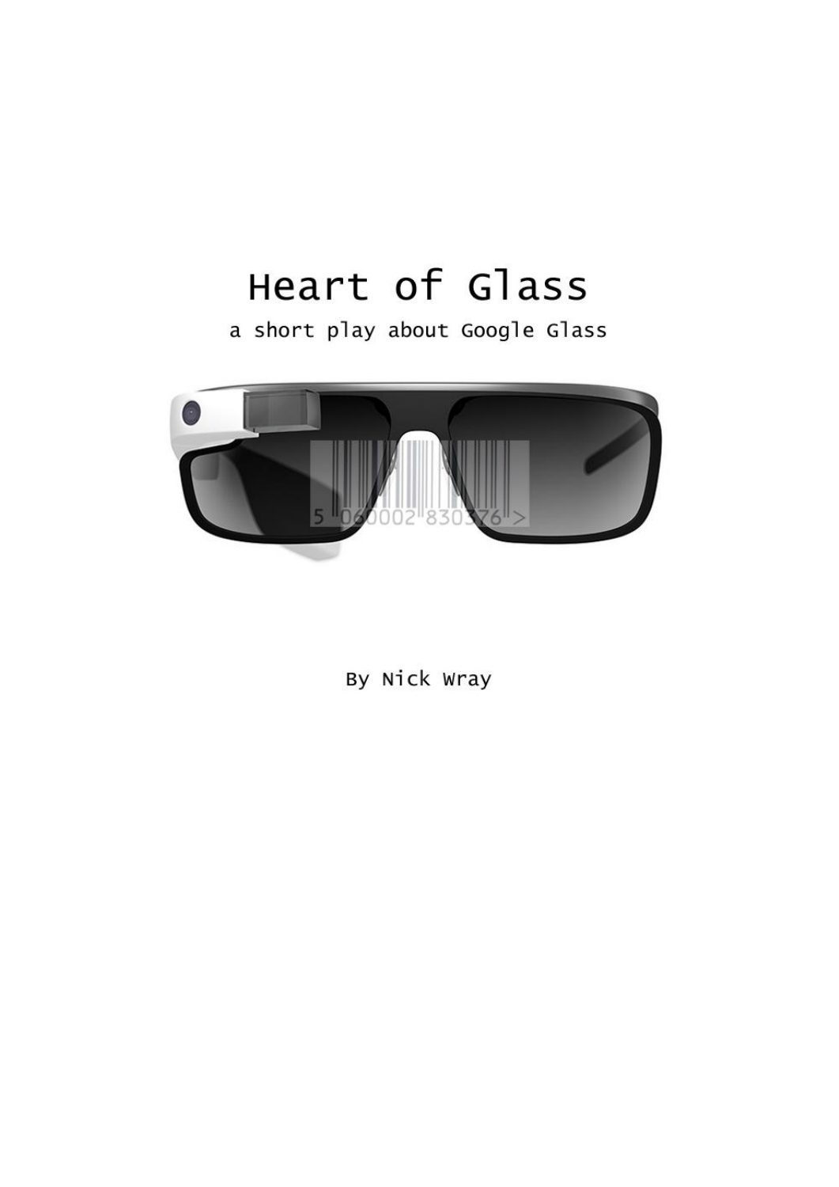# Heart of Glass

a short play about Google Glass

By Nick Wray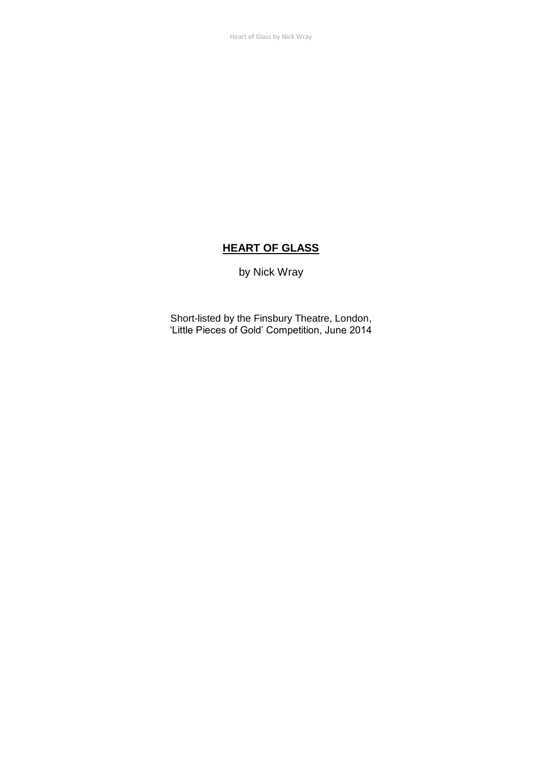# HEART OF GLASS

by Nick Wray

Short-listed by the Finsbury Theatre, London,
'Little Pieces of Gold' Competition, June 2014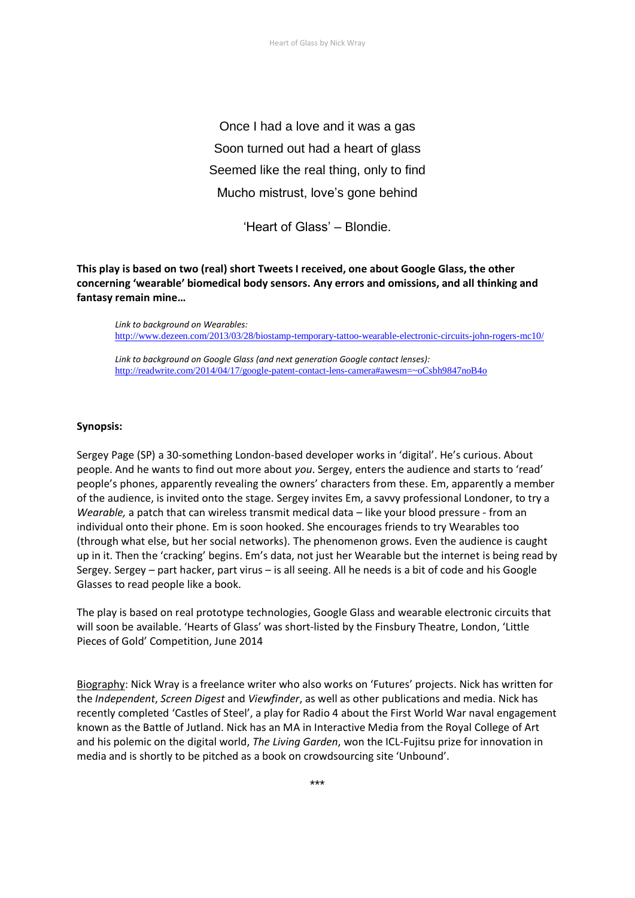Once I had a love and it was a gas
Soon turned out had a heart of glass
Seemed like the real thing, only to find
Mucho mistrust, love's gone behind

'Heart of Glass' – Blondie.

**This play is based on two (real) short Tweets I received, one about Google Glass, the other concerning 'wearable' biomedical body sensors. Any errors and omissions, and all thinking and fantasy remain mine…**

> *Link to background on Wearables:*
> http://www.dezeen.com/2013/03/28/biostamp-temporary-tattoo-wearable-electronic-circuits-john-rogers-mc10/
>
> *Link to background on Google Glass (and next generation Google contact lenses):*
> http://readwrite.com/2014/04/17/google-patent-contact-lens-camera#awesm=~oCsbh9847noB4o

**Synopsis:**

Sergey Page (SP) a 30-something London-based developer works in 'digital'. He's curious. About people. And he wants to find out more about *you*. Sergey, enters the audience and starts to 'read' people's phones, apparently revealing the owners' characters from these. Em, apparently a member of the audience, is invited onto the stage. Sergey invites Em, a savvy professional Londoner, to try a *Wearable,* a patch that can wireless transmit medical data – like your blood pressure - from an individual onto their phone. Em is soon hooked. She encourages friends to try Wearables too (through what else, but her social networks). The phenomenon grows. Even the audience is caught up in it. Then the 'cracking' begins. Em's data, not just her Wearable but the internet is being read by Sergey. Sergey – part hacker, part virus – is all seeing. All he needs is a bit of code and his Google Glasses to read people like a book.

The play is based on real prototype technologies, Google Glass and wearable electronic circuits that will soon be available. 'Hearts of Glass' was short-listed by the Finsbury Theatre, London, 'Little Pieces of Gold' Competition, June 2014

Biography: Nick Wray is a freelance writer who also works on 'Futures' projects. Nick has written for the *Independent*, *Screen Digest* and *Viewfinder*, as well as other publications and media. Nick has recently completed 'Castles of Steel', a play for Radio 4 about the First World War naval engagement known as the Battle of Jutland. Nick has an MA in Interactive Media from the Royal College of Art and his polemic on the digital world, *The Living Garden*, won the ICL-Fujitsu prize for innovation in media and is shortly to be pitched as a book on crowdsourcing site 'Unbound'.

***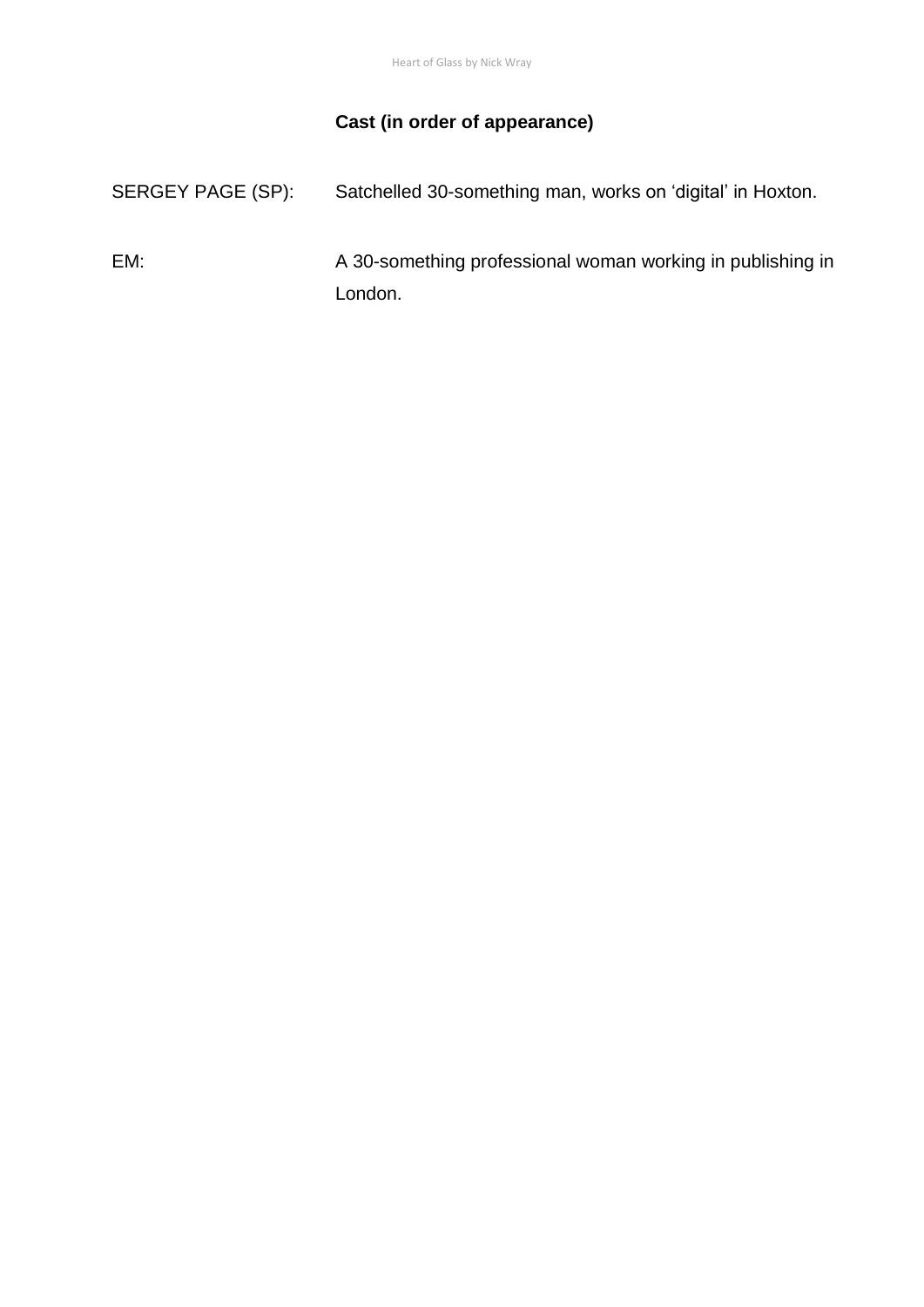**Cast (in order of appearance)**

SERGEY PAGE (SP): Satchelled 30-something man, works on ‘digital’ in Hoxton.

EM: A 30-something professional woman working in publishing in London.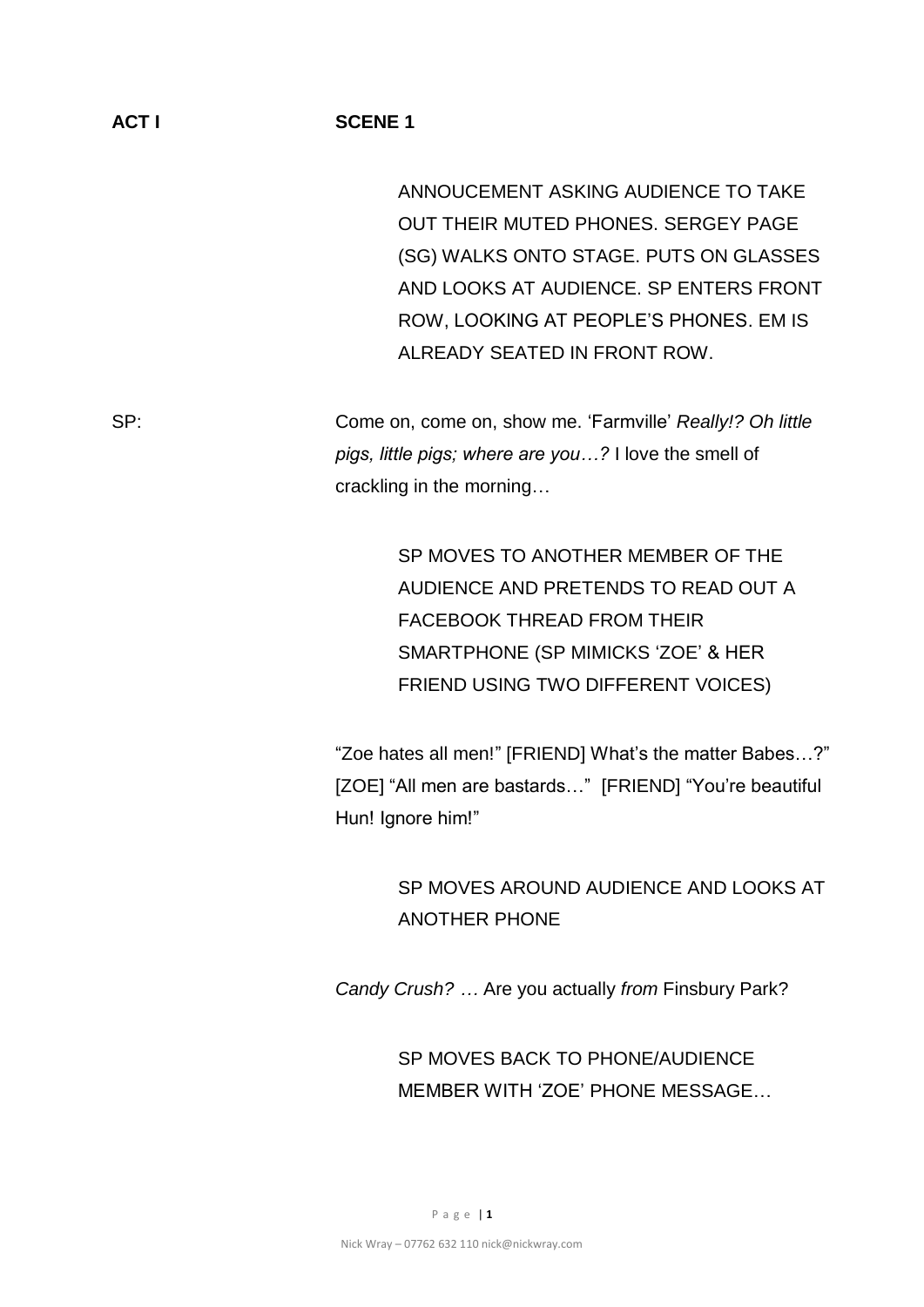**ACT I** **SCENE 1**

ANNOUCEMENT ASKING AUDIENCE TO TAKE OUT THEIR MUTED PHONES. SERGEY PAGE (SG) WALKS ONTO STAGE. PUTS ON GLASSES AND LOOKS AT AUDIENCE. SP ENTERS FRONT ROW, LOOKING AT PEOPLE'S PHONES. EM IS ALREADY SEATED IN FRONT ROW.

SP: Come on, come on, show me. 'Farmville' *Really!? Oh little pigs, little pigs; where are you…?* I love the smell of crackling in the morning…

SP MOVES TO ANOTHER MEMBER OF THE AUDIENCE AND PRETENDS TO READ OUT A FACEBOOK THREAD FROM THEIR SMARTPHONE (SP MIMICKS 'ZOE' & HER FRIEND USING TWO DIFFERENT VOICES)

"Zoe hates all men!" [FRIEND] What's the matter Babes…?" [ZOE] "All men are bastards…" [FRIEND] "You're beautiful Hun! Ignore him!"

SP MOVES AROUND AUDIENCE AND LOOKS AT ANOTHER PHONE

*Candy Crush?* … Are you actually *from* Finsbury Park?

SP MOVES BACK TO PHONE/AUDIENCE MEMBER WITH 'ZOE' PHONE MESSAGE…

Nick Wray – 07762 632 110 nick@nickwray.com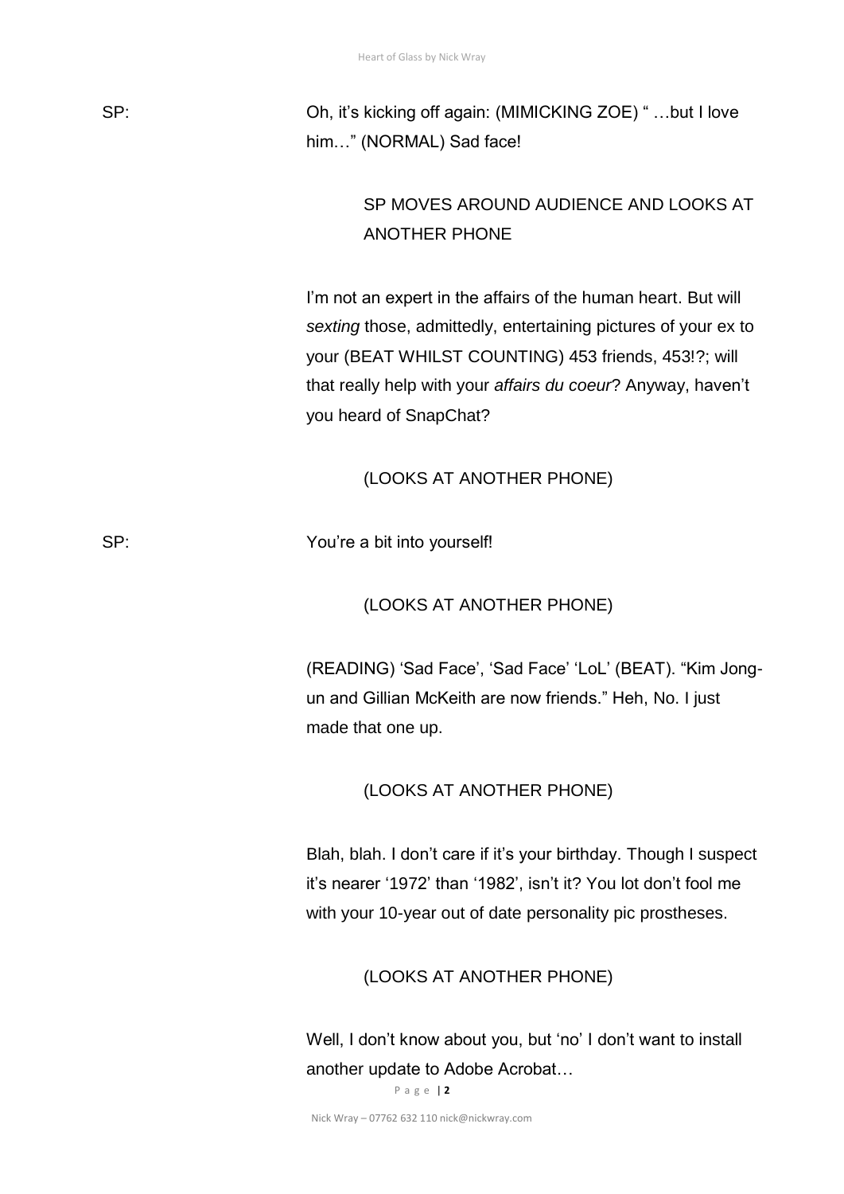SP: Oh, it's kicking off again: (MIMICKING ZOE) " …but I love him…" (NORMAL) Sad face!

SP MOVES AROUND AUDIENCE AND LOOKS AT ANOTHER PHONE

I'm not an expert in the affairs of the human heart. But will *sexting* those, admittedly, entertaining pictures of your ex to your (BEAT WHILST COUNTING) 453 friends, 453!?; will that really help with your *affairs du coeur*? Anyway, haven't you heard of SnapChat?

(LOOKS AT ANOTHER PHONE)

SP: You're a bit into yourself!

(LOOKS AT ANOTHER PHONE)

(READING) 'Sad Face', 'Sad Face' 'LoL' (BEAT). "Kim Jong-un and Gillian McKeith are now friends." Heh, No. I just made that one up.

(LOOKS AT ANOTHER PHONE)

Blah, blah. I don't care if it's your birthday. Though I suspect it's nearer '1972' than '1982', isn't it? You lot don't fool me with your 10-year out of date personality pic prostheses.

(LOOKS AT ANOTHER PHONE)

Well, I don't know about you, but 'no' I don't want to install another update to Adobe Acrobat…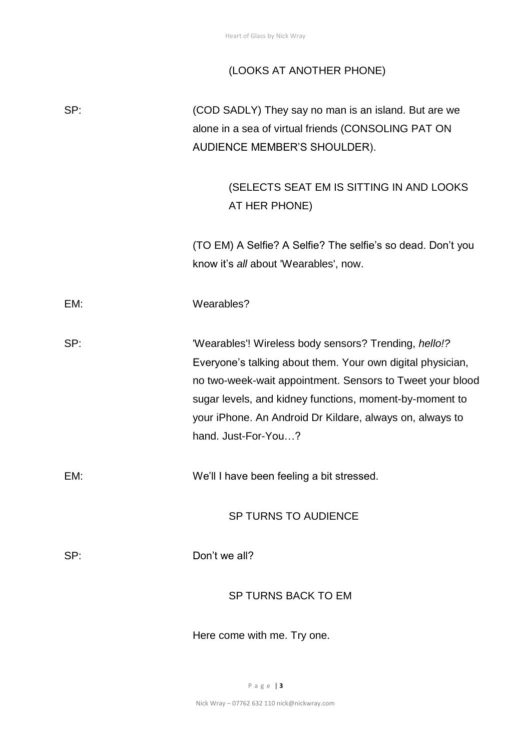(LOOKS AT ANOTHER PHONE)

SP: (COD SADLY) They say no man is an island. But are we alone in a sea of virtual friends (CONSOLING PAT ON AUDIENCE MEMBER'S SHOULDER).

(SELECTS SEAT EM IS SITTING IN AND LOOKS AT HER PHONE)

(TO EM) A Selfie? A Selfie? The selfie's so dead. Don't you know it's *all* about 'Wearables', now.

EM: Wearables?

SP: 'Wearables'! Wireless body sensors? Trending, *hello!?* Everyone's talking about them. Your own digital physician, no two-week-wait appointment. Sensors to Tweet your blood sugar levels, and kidney functions, moment-by-moment to your iPhone. An Android Dr Kildare, always on, always to hand. Just-For-You…?

EM: We'll I have been feeling a bit stressed.

SP TURNS TO AUDIENCE

SP: Don't we all?

SP TURNS BACK TO EM

Here come with me. Try one.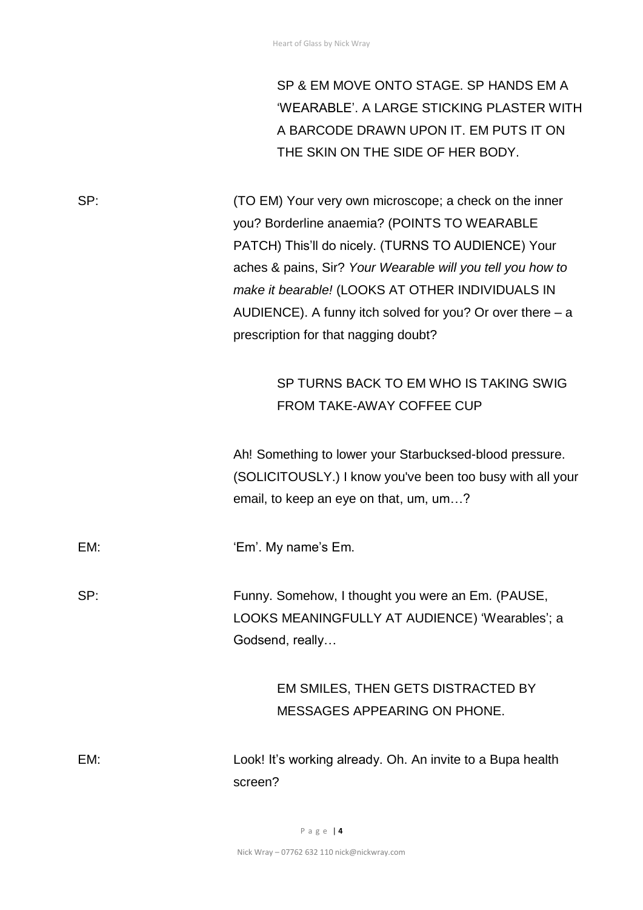SP & EM MOVE ONTO STAGE. SP HANDS EM A 'WEARABLE'. A LARGE STICKING PLASTER WITH A BARCODE DRAWN UPON IT. EM PUTS IT ON THE SKIN ON THE SIDE OF HER BODY.

**SP:** (TO EM) Your very own microscope; a check on the inner you? Borderline anaemia? (POINTS TO WEARABLE PATCH) This'll do nicely. (TURNS TO AUDIENCE) Your aches & pains, Sir? *Your Wearable will you tell you how to make it bearable!* (LOOKS AT OTHER INDIVIDUALS IN AUDIENCE). A funny itch solved for you? Or over there – a prescription for that nagging doubt?

SP TURNS BACK TO EM WHO IS TAKING SWIG FROM TAKE-AWAY COFFEE CUP

Ah! Something to lower your Starbucksed-blood pressure. (SOLICITOUSLY.) I know you've been too busy with all your email, to keep an eye on that, um, um…?

**EM:** 'Em'. My name's Em.

**SP:** Funny. Somehow, I thought you were an Em. (PAUSE, LOOKS MEANINGFULLY AT AUDIENCE) 'Wearables'; a Godsend, really…

EM SMILES, THEN GETS DISTRACTED BY MESSAGES APPEARING ON PHONE.

**EM:** Look! It's working already. Oh. An invite to a Bupa health screen?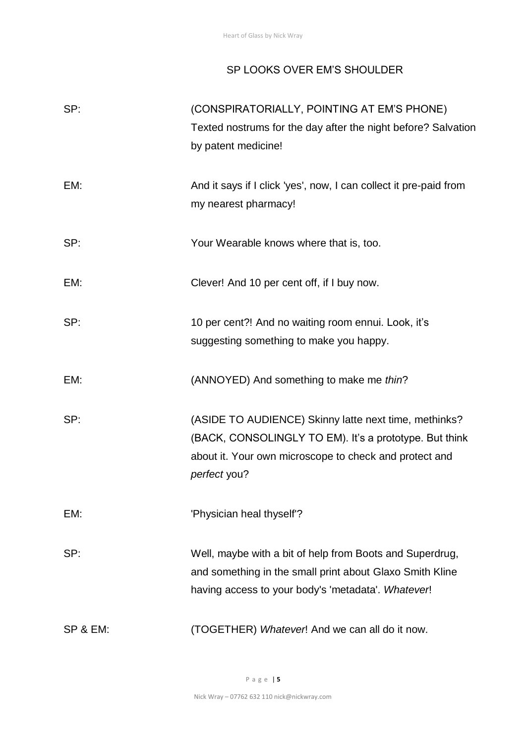SP LOOKS OVER EM'S SHOULDER

| | |
|---|---|
| SP: | (CONSPIRATORIALLY, POINTING AT EM'S PHONE) Texted nostrums for the day after the night before? Salvation by patent medicine! |
| EM: | And it says if I click 'yes', now, I can collect it pre-paid from my nearest pharmacy! |
| SP: | Your Wearable knows where that is, too. |
| EM: | Clever! And 10 per cent off, if I buy now. |
| SP: | 10 per cent?! And no waiting room ennui. Look, it's suggesting something to make you happy. |
| EM: | (ANNOYED) And something to make me *thin*? |
| SP: | (ASIDE TO AUDIENCE) Skinny latte next time, methinks? (BACK, CONSOLINGLY TO EM). It's a prototype. But think about it. Your own microscope to check and protect and *perfect* you? |
| EM: | 'Physician heal thyself'? |
| SP: | Well, maybe with a bit of help from Boots and Superdrug, and something in the small print about Glaxo Smith Kline having access to your body's 'metadata'. *Whatever*! |
| SP & EM: | (TOGETHER) *Whatever*! And we can all do it now. |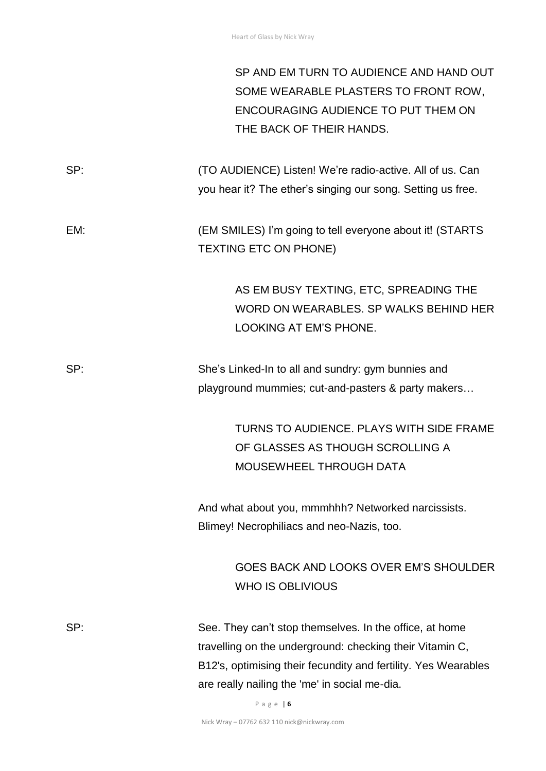SP AND EM TURN TO AUDIENCE AND HAND OUT SOME WEARABLE PLASTERS TO FRONT ROW, ENCOURAGING AUDIENCE TO PUT THEM ON THE BACK OF THEIR HANDS.

SP: (TO AUDIENCE) Listen! We're radio-active. All of us. Can you hear it? The ether's singing our song. Setting us free.

EM: (EM SMILES) I'm going to tell everyone about it! (STARTS TEXTING ETC ON PHONE)

AS EM BUSY TEXTING, ETC, SPREADING THE WORD ON WEARABLES. SP WALKS BEHIND HER LOOKING AT EM'S PHONE.

SP: She's Linked-In to all and sundry: gym bunnies and playground mummies; cut-and-pasters & party makers…

TURNS TO AUDIENCE. PLAYS WITH SIDE FRAME OF GLASSES AS THOUGH SCROLLING A MOUSEWHEEL THROUGH DATA

And what about you, mmmhhh? Networked narcissists. Blimey! Necrophiliacs and neo-Nazis, too.

GOES BACK AND LOOKS OVER EM'S SHOULDER WHO IS OBLIVIOUS

SP: See. They can't stop themselves. In the office, at home travelling on the underground: checking their Vitamin C, B12's, optimising their fecundity and fertility. Yes Wearables are really nailing the 'me' in social me-dia.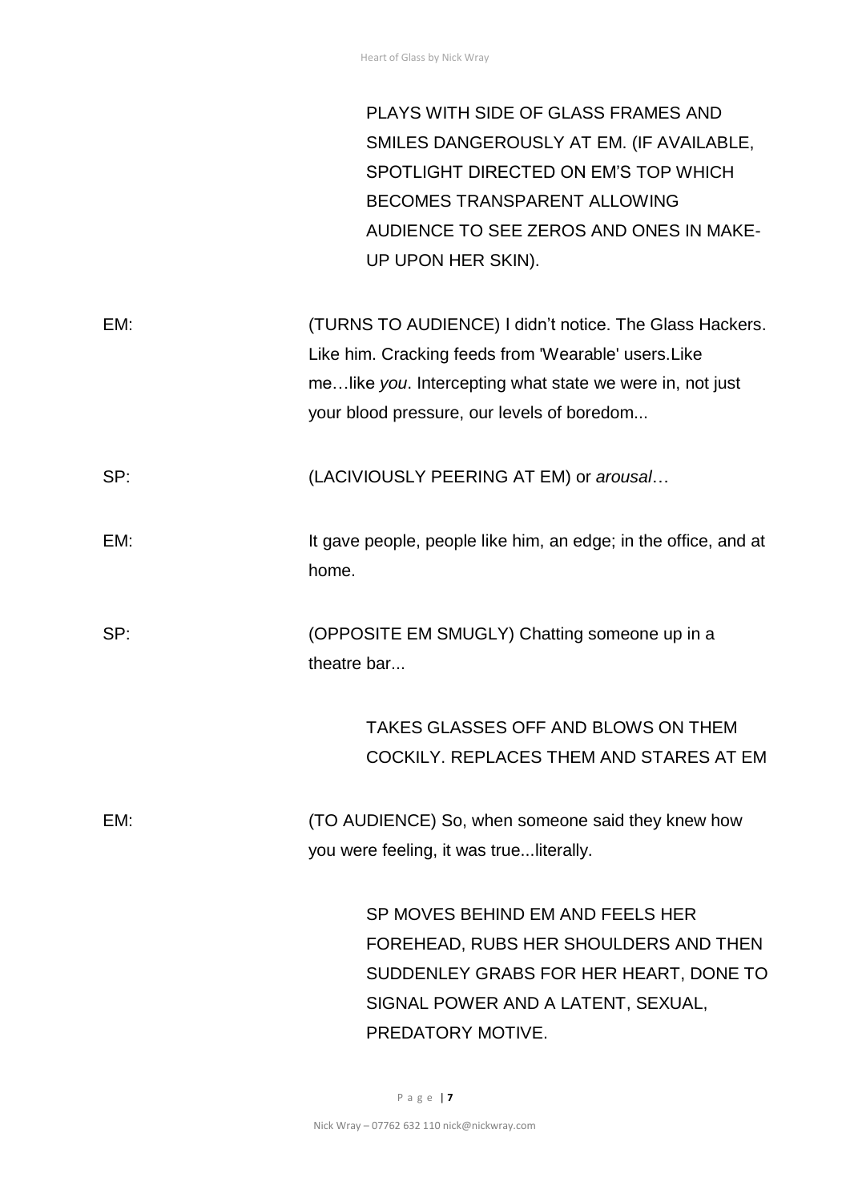PLAYS WITH SIDE OF GLASS FRAMES AND SMILES DANGEROUSLY AT EM. (IF AVAILABLE, SPOTLIGHT DIRECTED ON EM'S TOP WHICH BECOMES TRANSPARENT ALLOWING AUDIENCE TO SEE ZEROS AND ONES IN MAKE-UP UPON HER SKIN).

EM: (TURNS TO AUDIENCE) I didn't notice. The Glass Hackers. Like him. Cracking feeds from 'Wearable' users.Like me…like *you*. Intercepting what state we were in, not just your blood pressure, our levels of boredom...

SP: (LACIVIOUSLY PEERING AT EM) or *arousal*…

EM: It gave people, people like him, an edge; in the office, and at home.

SP: (OPPOSITE EM SMUGLY) Chatting someone up in a theatre bar...

TAKES GLASSES OFF AND BLOWS ON THEM COCKILY. REPLACES THEM AND STARES AT EM

EM: (TO AUDIENCE) So, when someone said they knew how you were feeling, it was true...literally.

SP MOVES BEHIND EM AND FEELS HER FOREHEAD, RUBS HER SHOULDERS AND THEN SUDDENLEY GRABS FOR HER HEART, DONE TO SIGNAL POWER AND A LATENT, SEXUAL, PREDATORY MOTIVE.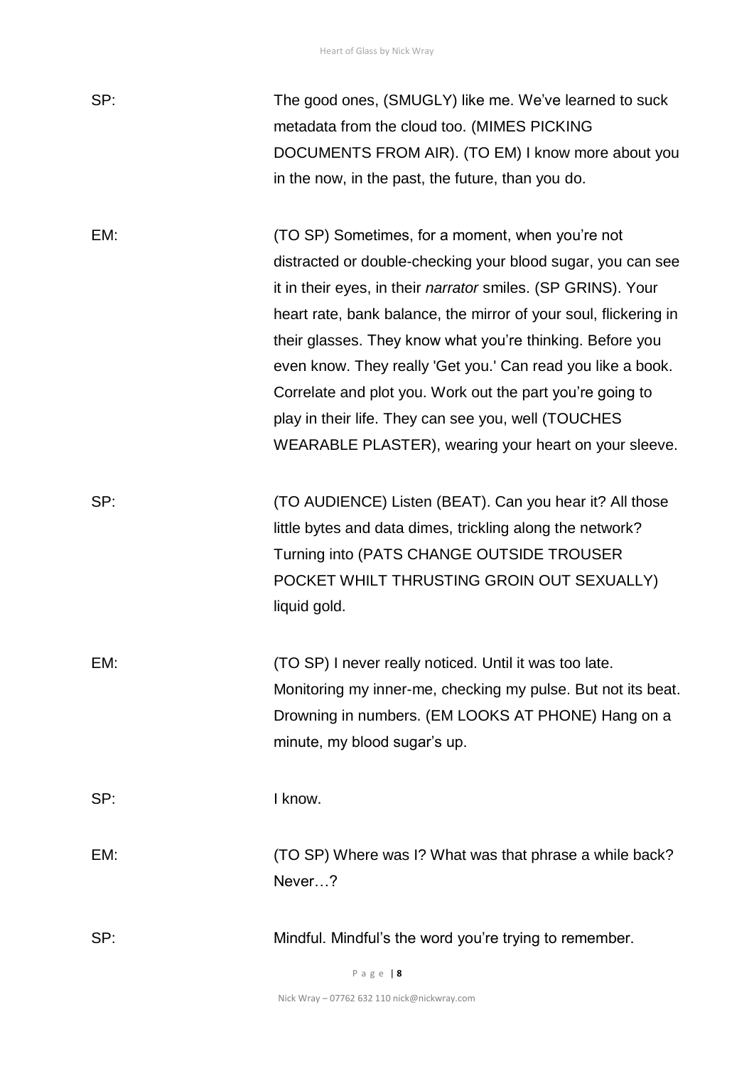SP: The good ones, (SMUGLY) like me. We've learned to suck metadata from the cloud too. (MIMES PICKING DOCUMENTS FROM AIR). (TO EM) I know more about you in the now, in the past, the future, than you do.

EM: (TO SP) Sometimes, for a moment, when you're not distracted or double-checking your blood sugar, you can see it in their eyes, in their *narrator* smiles. (SP GRINS). Your heart rate, bank balance, the mirror of your soul, flickering in their glasses. They know what you're thinking. Before you even know. They really 'Get you.' Can read you like a book. Correlate and plot you. Work out the part you're going to play in their life. They can see you, well (TOUCHES WEARABLE PLASTER), wearing your heart on your sleeve.

SP: (TO AUDIENCE) Listen (BEAT). Can you hear it? All those little bytes and data dimes, trickling along the network? Turning into (PATS CHANGE OUTSIDE TROUSER POCKET WHILT THRUSTING GROIN OUT SEXUALLY) liquid gold.

EM: (TO SP) I never really noticed. Until it was too late. Monitoring my inner-me, checking my pulse. But not its beat. Drowning in numbers. (EM LOOKS AT PHONE) Hang on a minute, my blood sugar's up.

SP: I know.

EM: (TO SP) Where was I? What was that phrase a while back? Never…?

SP: Mindful. Mindful's the word you're trying to remember.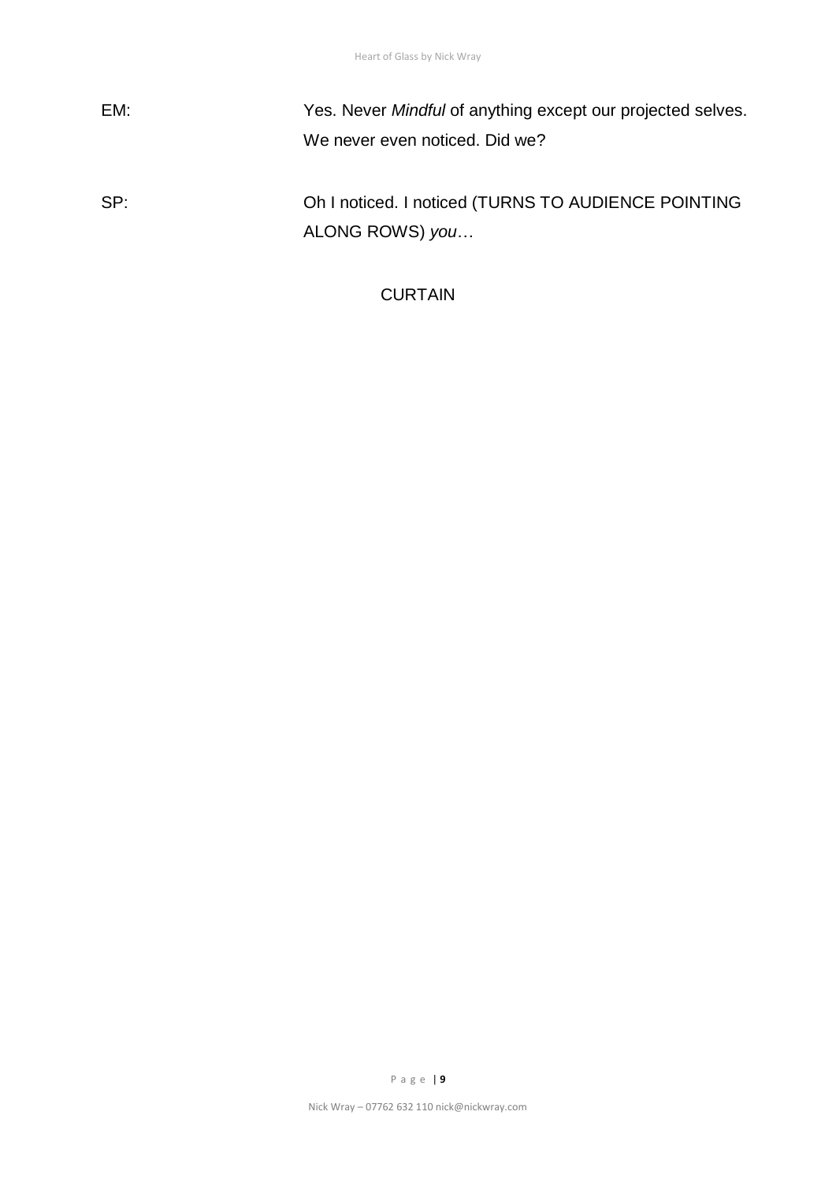EM: Yes. Never *Mindful* of anything except our projected selves. We never even noticed. Did we?

SP: Oh I noticed. I noticed (TURNS TO AUDIENCE POINTING ALONG ROWS) *you*…

CURTAIN